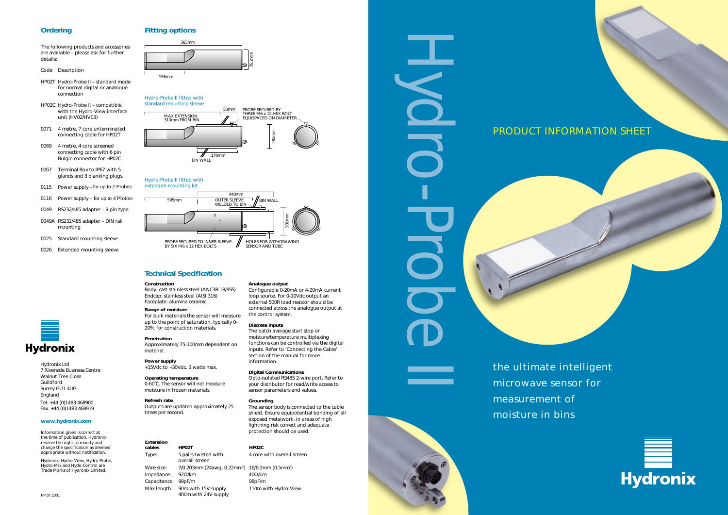# Hydro-Probe II

## PRODUCT INFORMATION SHEET

the ultimate intelligent microwave sensor for measurement of moisture in bins

Hydronix

## Ordering

The following products and accessories are available – please ask for further details:

| Code | Description |
|---|---|
| HP02T | Hydro-Probe II – standard mode for normal digital or analogue connection |
| HP02C | Hydro-Probe II – compatible with the Hydro-View interface unit (HV02/HV03) |
| 0071 | 4 metre, 7 core unterminated connecting cable for HP02T |
| 0069 | 4 metre, 4 core screened connecting cable with 6 pin Bulgin connector for HP02C |
| 0067 | Terminal Box to IP67 with 5 glands and 3 blanking plugs. |
| 0115 | Power supply – for up to 2 Probes |
| 0116 | Power supply – for up to 4 Probes |
| 0049 | RS232/485 adapter – 9 pin type |
| 0049A | RS232/485 adapter – DIN rail mounting |
| 0025 | Standard mounting sleeve |
| 0026 | Extended mounting sleeve |

## Fitting options

383mm
76.2mm
156mm

Hydro-Probe II fitted with standard mounting sleeve

50mm
MAX EXTENSION 310mm FROM BIN
PROBE SECURED BY THREE M6 x 12 HEX BOLT EQUISPACED ON DIAMETER.
90mm
170mm
BIN WALL

Hydro-Probe II fitted with extension mounting kit

440mm
595mm
OUTER SLEEVE WELDED TO BIN
BIN WALL
102mm
PROBE SECURED TO INNER SLEEVE BY SIX M6 x 12 HEX BOLTS
HOLES FOR WITHDRAWING SENSOR AND TUBE

## Technical Specification

**Construction**
Body: cast stainless steel (ANC3B 18/8SS)
Endcap: stainless steel (AISI 316)
Faceplate: alumina ceramic

**Range of moisture**
For bulk materials the sensor will measure up to the point of saturation, typically 0-20% for construction materials.

**Penetration**
Approximately 75-100mm dependent on material.

**Power supply**
+15Vdc to +30Vdc. 3 watts max.

**Operating temperature**
0-60˚C. The sensor will not measure moisture in frozen materials.

**Refresh rate**
Outputs are updated approximately 25 times per second.

**Analogue output**
Configurable 0-20mA or 4-20mA current loop source. For 0-10Vdc output an external 500R load resistor should be connected across the analogue output at the control system.

**Discrete inputs**
The batch average start stop or moisture/temperature multiplexing functions can be controlled via the digital inputs. Refer to 'Connecting the Cable' section of the manual for more information.

**Digital Communications**
Opto-isolated RS485 2-wire port. Refer to your distributor for read/write access to sensor parameters and values.

**Grounding**
The sensor body is connected to the cable shield. Ensure equipotential bonding of all exposed metalwork. In areas of high lightning risk correct and adequate protection should be used.

| Extension cables | HP02T | HP02C |
|---|---|---|
| Type: | 5 pairs twisted with overall screen | 4 core with overall screen |
| Wire size: | 7/0.203mm (24awg, 0.22mm²) | 16/0.2mm (0.5mm²) |
| Impedance: | 92Ω/km | 40Ω/km |
| Capacitance: | 98pF/m | 98pF/m |
| Max length: | 90m with 15V supply<br>400m with 24V supply | 110m with Hydro-View |

Hydronix

Hydronix Ltd
7 Riverside Business Centre
Walnut Tree Close
Guildford
Surrey GU1 4UG
England

Tel: +44 (0)1483 468900
Fax: +44 (0)1483 468919

**www.hydronix.com**

Information given is correct at the time of publication. Hydronix reserve the right to modify and change the specification as deemed appropriate without notification.

Hydronix, Hydro-View, Hydro-Probe, Hydro-Mix and Hydo-Control are Trade Marks of Hydronix Limited.

HP:07:2001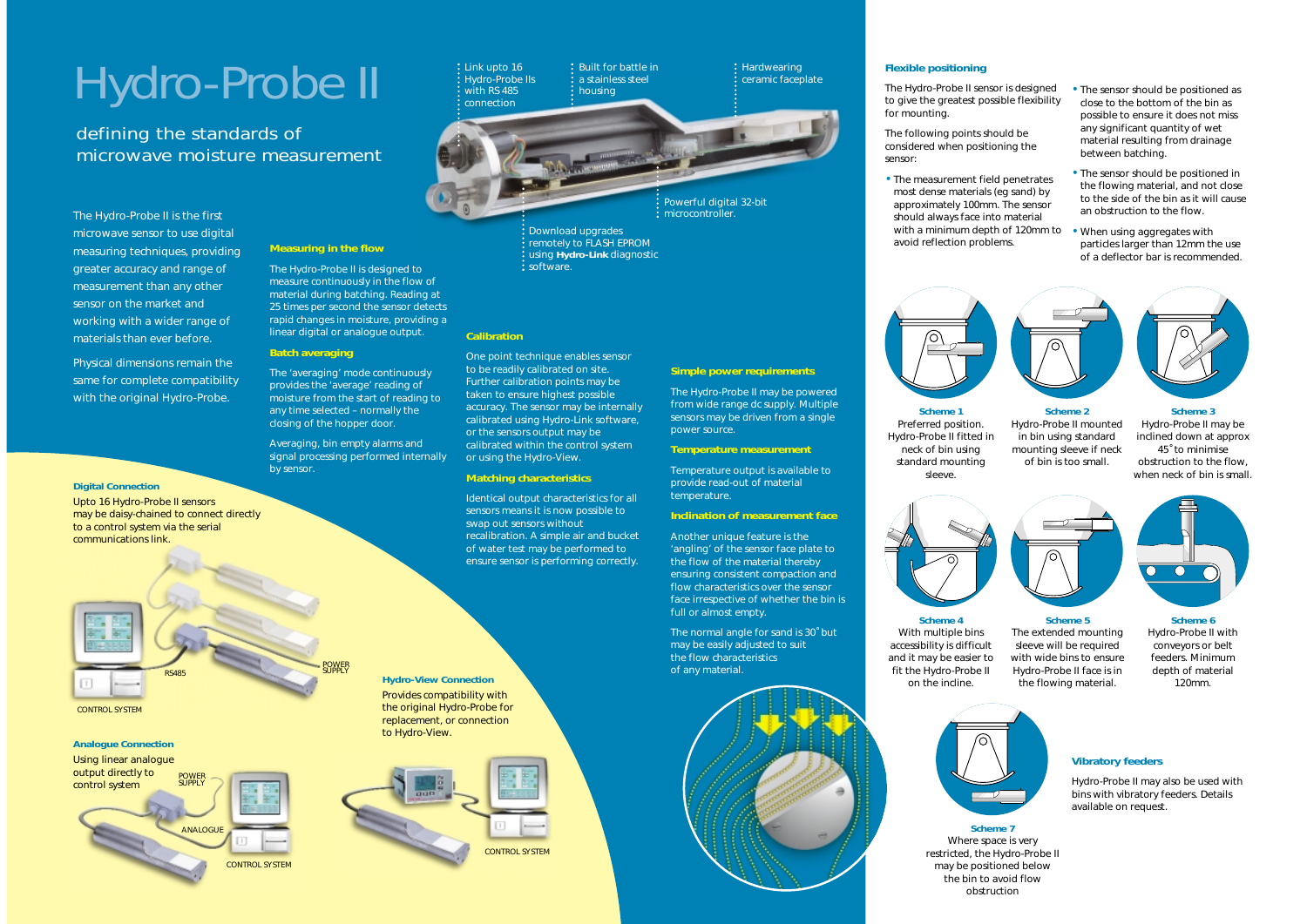# Hydro-Probe II

## defining the standards of microwave moisture measurement

The Hydro-Probe II is the first microwave sensor to use digital measuring techniques, providing greater accuracy and range of measurement than any other sensor on the market and working with a wider range of materials than ever before.

Physical dimensions remain the same for complete compatibility with the original Hydro-Probe.

Link upto 16 Hydro-Probe IIs with RS485 connection

Built for battle in a stainless steel housing

Hardwearing ceramic faceplate

Powerful digital 32-bit microcontroller.

Download upgrades remotely to FLASH EPROM using **Hydro-Link** diagnostic software.

### Measuring in the flow

The Hydro-Probe II is designed to measure continuously in the flow of material during batching. Reading at 25 times per second the sensor detects rapid changes in moisture, providing a linear digital or analogue output.

### Batch averaging

The 'averaging' mode continuously provides the 'average' reading of moisture from the start of reading to any time selected – normally the closing of the hopper door.

Averaging, bin empty alarms and signal processing performed internally by sensor.

### Calibration

One point technique enables sensor to be readily calibrated on site. Further calibration points may be taken to ensure highest possible accuracy. The sensor may be internally calibrated using Hydro-Link software, or the sensors output may be calibrated within the control system or using the Hydro-View.

### Matching characteristics

Identical output characteristics for all sensors means it is now possible to swap out sensors without recalibration. A simple air and bucket of water test may be performed to ensure sensor is performing correctly.

### Simple power requirements

The Hydro-Probe II may be powered from wide range dc supply. Multiple sensors may be driven from a single power source.

### Temperature measurement

Temperature output is available to provide read-out of material temperature.

### Inclination of measurement face

Another unique feature is the 'angling' of the sensor face plate to the flow of the material thereby ensuring consistent compaction and flow characteristics over the sensor face irrespective of whether the bin is full or almost empty.

The normal angle for sand is 30˚ but may be easily adjusted to suit the flow characteristics of any material.

### Digital Connection

Upto 16 Hydro-Probe II sensors may be daisy-chained to connect directly to a control system via the serial communications link.

RS485

POWER SUPPLY

CONTROL SYSTEM

### Analogue Connection

Using linear analogue output directly to control system

POWER SUPPLY

ANALOGUE

CONTROL SYSTEM

### Hydro-View Connection

Provides compatibility with the original Hydro-Probe for replacement, or connection to Hydro-View.

CONTROL SYSTEM

### Flexible positioning

The Hydro-Probe II sensor is designed to give the greatest possible flexibility for mounting.

The following points should be considered when positioning the sensor:

- The measurement field penetrates most dense materials (eg sand) by approximately 100mm. The sensor should always face into material with a minimum depth of 120mm to avoid reflection problems.
- The sensor should be positioned as close to the bottom of the bin as possible to ensure it does not miss any significant quantity of wet material resulting from drainage between batching.
- The sensor should be positioned in the flowing material, and not close to the side of the bin as it will cause an obstruction to the flow.
- When using aggregates with particles larger than 12mm the use of a deflector bar is recommended.

**Scheme 1**
Preferred position. Hydro-Probe II fitted in neck of bin using standard mounting sleeve.

**Scheme 2**
Hydro-Probe II mounted in bin using standard mounting sleeve if neck of bin is too small.

**Scheme 3**
Hydro-Probe II may be inclined down at approx 45˚ to minimise obstruction to the flow, when neck of bin is small.

**Scheme 4**
With multiple bins accessibility is difficult and it may be easier to fit the Hydro-Probe II on the incline.

**Scheme 5**
The extended mounting sleeve will be required with wide bins to ensure Hydro-Probe II face is in the flowing material.

**Scheme 6**
Hydro-Probe II with conveyors or belt feeders. Minimum depth of material 120mm.

**Scheme 7**
Where space is very restricted, the Hydro-Probe II may be positioned below the bin to avoid flow obstruction

### Vibratory feeders

Hydro-Probe II may also be used with bins with vibratory feeders. Details available on request.